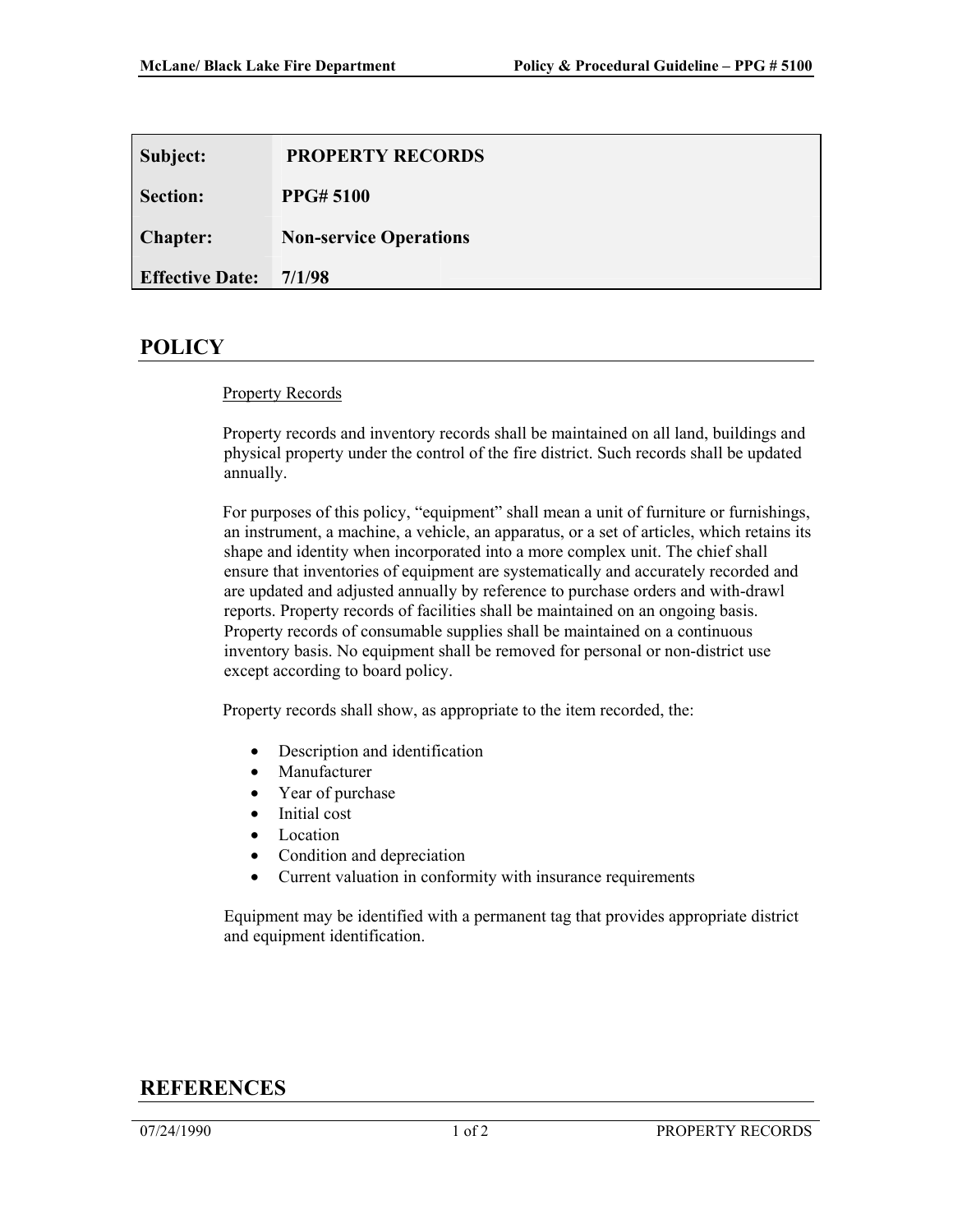| Subject: | PROPERTY RECORDS |
| --- | --- |
| Section: | PPG# 5100 |
| Chapter: | Non-service Operations |
| Effective Date: | 7/1/98 |

# POLICY

Property Records

Property records and inventory records shall be maintained on all land, buildings and physical property under the control of the fire district. Such records shall be updated annually.

For purposes of this policy, "equipment" shall mean a unit of furniture or furnishings, an instrument, a machine, a vehicle, an apparatus, or a set of articles, which retains its shape and identity when incorporated into a more complex unit. The chief shall ensure that inventories of equipment are systematically and accurately recorded and are updated and adjusted annually by reference to purchase orders and with-drawl reports. Property records of facilities shall be maintained on an ongoing basis. Property records of consumable supplies shall be maintained on a continuous inventory basis. No equipment shall be removed for personal or non-district use except according to board policy.

Property records shall show, as appropriate to the item recorded, the:

- Description and identification
- Manufacturer
- Year of purchase
- Initial cost
- Location
- Condition and depreciation
- Current valuation in conformity with insurance requirements

Equipment may be identified with a permanent tag that provides appropriate district and equipment identification.

# REFERENCES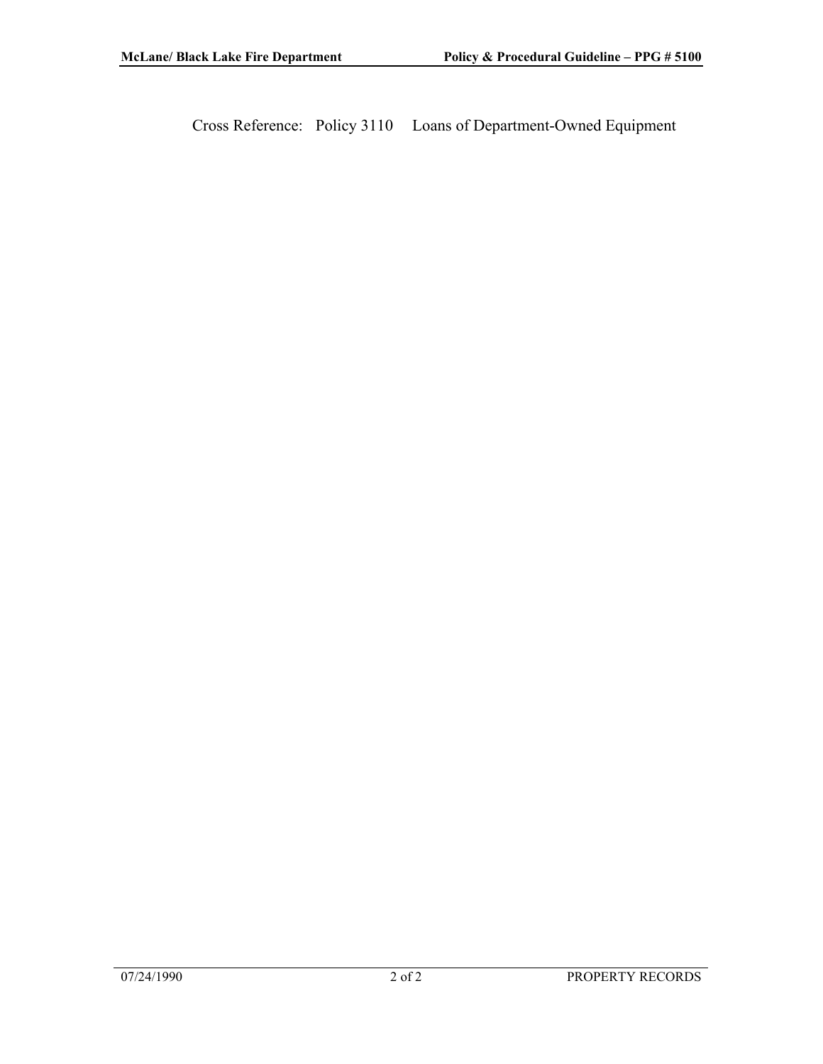Cross Reference: Policy 3110 Loans of Department-Owned Equipment